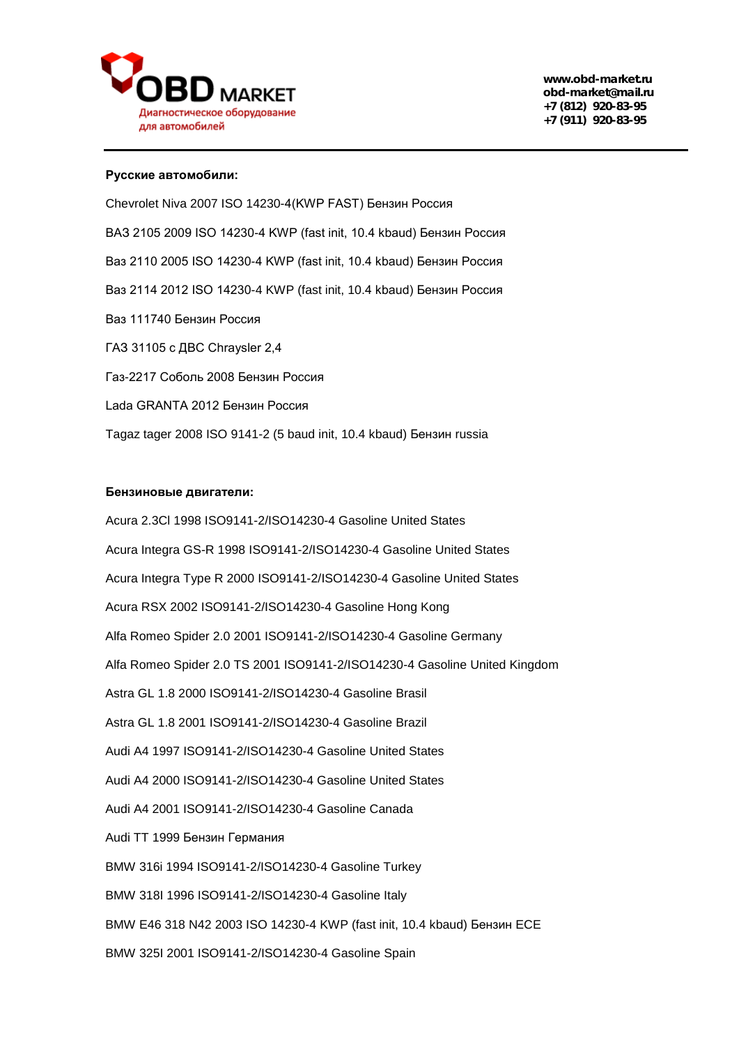**Русские автомобили:**

Chevrolet Niva 2007 ISO 14230-4(KWP FAST) Бензин Россия

ВАЗ 2105 2009 ISO 14230-4 KWP (fast init, 10.4 kbaud) Бензин Россия

Ваз 2110 2005 ISO 14230-4 KWP (fast init, 10.4 kbaud) Бензин Россия

Ваз 2114 2012 ISO 14230-4 KWP (fast init, 10.4 kbaud) Бензин Россия

Ваз 111740 Бензин Россия

ГАЗ 31105 с ДВС Chraysler 2,4

Газ-2217 Соболь 2008 Бензин Россия

Lada GRANTA 2012 Бензин Россия

Tagaz tager 2008 ISO 9141-2 (5 baud init, 10.4 kbaud) Бензин russia

**Бензиновые двигатели:**

Acura 2.3Cl 1998 ISO9141-2/ISO14230-4 Gasoline United States

Acura Integra GS-R 1998 ISO9141-2/ISO14230-4 Gasoline United States

Acura Integra Type R 2000 ISO9141-2/ISO14230-4 Gasoline United States

Acura RSX 2002 ISO9141-2/ISO14230-4 Gasoline Hong Kong

Alfa Romeo Spider 2.0 2001 ISO9141-2/ISO14230-4 Gasoline Germany

Alfa Romeo Spider 2.0 TS 2001 ISO9141-2/ISO14230-4 Gasoline United Kingdom

Astra GL 1.8 2000 ISO9141-2/ISO14230-4 Gasoline Brasil

Astra GL 1.8 2001 ISO9141-2/ISO14230-4 Gasoline Brazil

Audi A4 1997 ISO9141-2/ISO14230-4 Gasoline United States

Audi A4 2000 ISO9141-2/ISO14230-4 Gasoline United States

Audi A4 2001 ISO9141-2/ISO14230-4 Gasoline Canada

Audi TT 1999 Бензин Германия

BMW 316i 1994 ISO9141-2/ISO14230-4 Gasoline Turkey

BMW 318I 1996 ISO9141-2/ISO14230-4 Gasoline Italy

BMW E46 318 N42 2003 ISO 14230-4 KWP (fast init, 10.4 kbaud) Бензин ECE

BMW 325I 2001 ISO9141-2/ISO14230-4 Gasoline Spain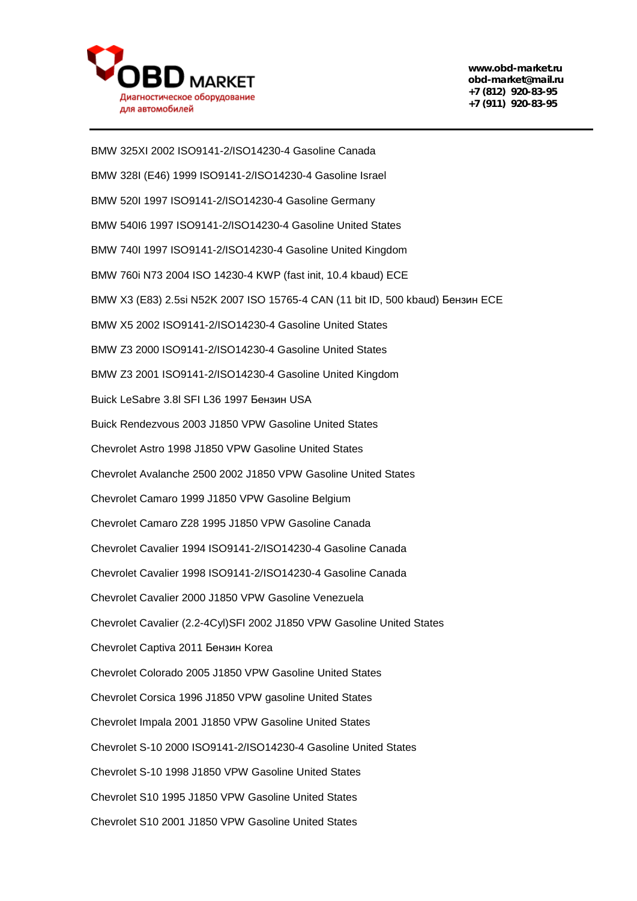BMW 325XI 2002 ISO9141-2/ISO14230-4 Gasoline Canada

BMW 328I (E46) 1999 ISO9141-2/ISO14230-4 Gasoline Israel

BMW 520I 1997 ISO9141-2/ISO14230-4 Gasoline Germany

BMW 540I6 1997 ISO9141-2/ISO14230-4 Gasoline United States

BMW 740I 1997 ISO9141-2/ISO14230-4 Gasoline United Kingdom

BMW 760i N73 2004 ISO 14230-4 KWP (fast init, 10.4 kbaud) ECE

BMW X3 (E83) 2.5si N52K 2007 ISO 15765-4 CAN (11 bit ID, 500 kbaud) Бензин ECE

BMW X5 2002 ISO9141-2/ISO14230-4 Gasoline United States

BMW Z3 2000 ISO9141-2/ISO14230-4 Gasoline United States

BMW Z3 2001 ISO9141-2/ISO14230-4 Gasoline United Kingdom

Buick LeSabre 3.8l SFI L36 1997 Бензин USA

Buick Rendezvous 2003 J1850 VPW Gasoline United States

Chevrolet Astro 1998 J1850 VPW Gasoline United States

Chevrolet Avalanche 2500 2002 J1850 VPW Gasoline United States

Chevrolet Camaro 1999 J1850 VPW Gasoline Belgium

Chevrolet Camaro Z28 1995 J1850 VPW Gasoline Canada

Chevrolet Cavalier 1994 ISO9141-2/ISO14230-4 Gasoline Canada

Chevrolet Cavalier 1998 ISO9141-2/ISO14230-4 Gasoline Canada

Chevrolet Cavalier 2000 J1850 VPW Gasoline Venezuela

Chevrolet Cavalier (2.2-4Cyl)SFI 2002 J1850 VPW Gasoline United States

Chevrolet Captiva 2011 Бензин Korea

Chevrolet Colorado 2005 J1850 VPW Gasoline United States

Chevrolet Corsica 1996 J1850 VPW gasoline United States

Chevrolet Impala 2001 J1850 VPW Gasoline United States

Chevrolet S-10 2000 ISO9141-2/ISO14230-4 Gasoline United States

Chevrolet S-10 1998 J1850 VPW Gasoline United States

Chevrolet S10 1995 J1850 VPW Gasoline United States

Chevrolet S10 2001 J1850 VPW Gasoline United States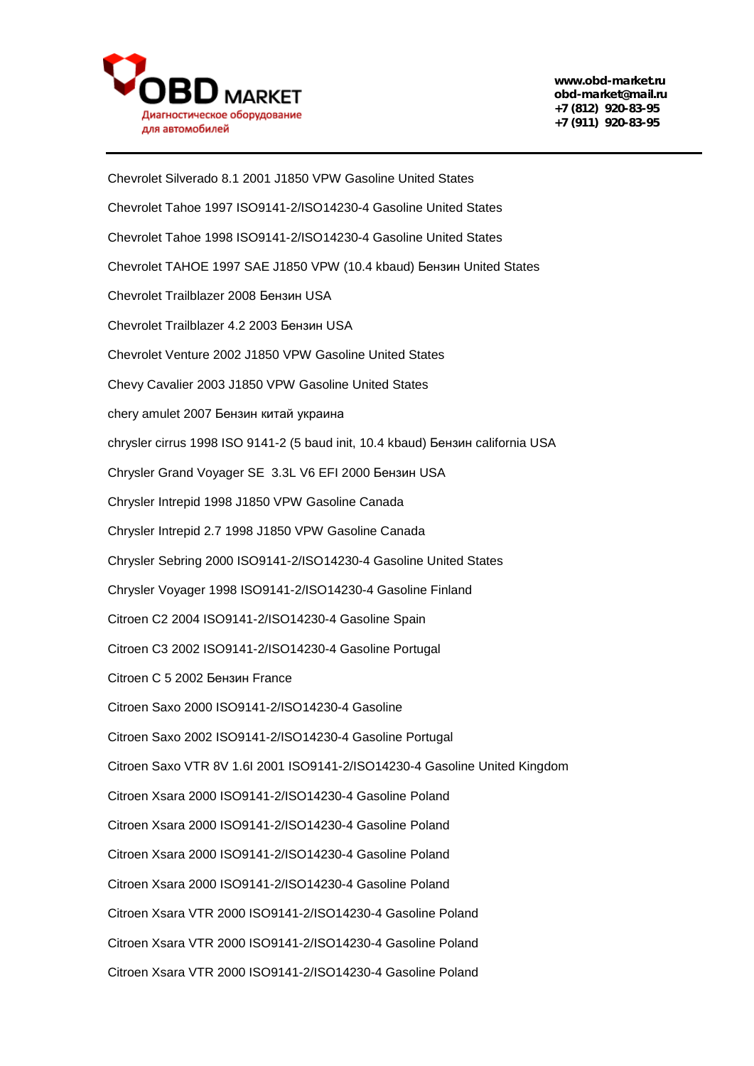Chevrolet Silverado 8.1 2001 J1850 VPW Gasoline United States

Chevrolet Tahoe 1997 ISO9141-2/ISO14230-4 Gasoline United States

Chevrolet Tahoe 1998 ISO9141-2/ISO14230-4 Gasoline United States

Chevrolet TAHOE 1997 SAE J1850 VPW (10.4 kbaud) Бензин United States

Chevrolet Trailblazer 2008 Бензин USA

Chevrolet Trailblazer 4.2 2003 Бензин USA

Chevrolet Venture 2002 J1850 VPW Gasoline United States

Chevy Cavalier 2003 J1850 VPW Gasoline United States

chery amulet 2007 Бензин китай украина

chrysler cirrus 1998 ISO 9141-2 (5 baud init, 10.4 kbaud) Бензин california USA

Chrysler Grand Voyager SE  3.3L V6 EFI 2000 Бензин USA

Chrysler Intrepid 1998 J1850 VPW Gasoline Canada

Chrysler Intrepid 2.7 1998 J1850 VPW Gasoline Canada

Chrysler Sebring 2000 ISO9141-2/ISO14230-4 Gasoline United States

Chrysler Voyager 1998 ISO9141-2/ISO14230-4 Gasoline Finland

Citroen C2 2004 ISO9141-2/ISO14230-4 Gasoline Spain

Citroen C3 2002 ISO9141-2/ISO14230-4 Gasoline Portugal

Citroen C 5 2002 Бензин France

Citroen Saxo 2000 ISO9141-2/ISO14230-4 Gasoline

Citroen Saxo 2002 ISO9141-2/ISO14230-4 Gasoline Portugal

Citroen Saxo VTR 8V 1.6I 2001 ISO9141-2/ISO14230-4 Gasoline United Kingdom

Citroen Xsara 2000 ISO9141-2/ISO14230-4 Gasoline Poland

Citroen Xsara 2000 ISO9141-2/ISO14230-4 Gasoline Poland

Citroen Xsara 2000 ISO9141-2/ISO14230-4 Gasoline Poland

Citroen Xsara 2000 ISO9141-2/ISO14230-4 Gasoline Poland

Citroen Xsara VTR 2000 ISO9141-2/ISO14230-4 Gasoline Poland

Citroen Xsara VTR 2000 ISO9141-2/ISO14230-4 Gasoline Poland

Citroen Xsara VTR 2000 ISO9141-2/ISO14230-4 Gasoline Poland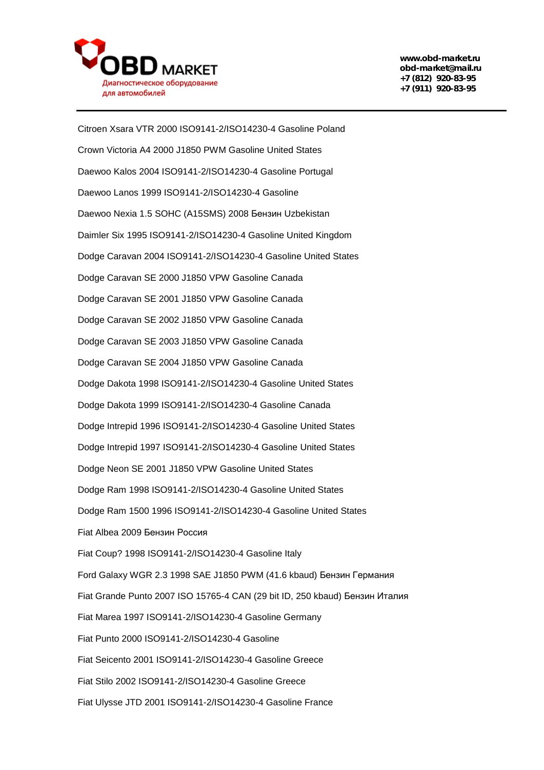Citroen Xsara VTR 2000 ISO9141-2/ISO14230-4 Gasoline Poland

Crown Victoria A4 2000 J1850 PWM Gasoline United States

Daewoo Kalos 2004 ISO9141-2/ISO14230-4 Gasoline Portugal

Daewoo Lanos 1999 ISO9141-2/ISO14230-4 Gasoline

Daewoo Nexia 1.5 SOHC (A15SMS) 2008 Бензин Uzbekistan

Daimler Six 1995 ISO9141-2/ISO14230-4 Gasoline United Kingdom

Dodge Caravan 2004 ISO9141-2/ISO14230-4 Gasoline United States

Dodge Caravan SE 2000 J1850 VPW Gasoline Canada

Dodge Caravan SE 2001 J1850 VPW Gasoline Canada

Dodge Caravan SE 2002 J1850 VPW Gasoline Canada

Dodge Caravan SE 2003 J1850 VPW Gasoline Canada

Dodge Caravan SE 2004 J1850 VPW Gasoline Canada

Dodge Dakota 1998 ISO9141-2/ISO14230-4 Gasoline United States

Dodge Dakota 1999 ISO9141-2/ISO14230-4 Gasoline Canada

Dodge Intrepid 1996 ISO9141-2/ISO14230-4 Gasoline United States

Dodge Intrepid 1997 ISO9141-2/ISO14230-4 Gasoline United States

Dodge Neon SE 2001 J1850 VPW Gasoline United States

Dodge Ram 1998 ISO9141-2/ISO14230-4 Gasoline United States

Dodge Ram 1500 1996 ISO9141-2/ISO14230-4 Gasoline United States

Fiat Albea 2009 Бензин Россия

Fiat Coup? 1998 ISO9141-2/ISO14230-4 Gasoline Italy

Ford Galaxy WGR 2.3 1998 SAE J1850 PWM (41.6 kbaud) Бензин Германия

Fiat Grande Punto 2007 ISO 15765-4 CAN (29 bit ID, 250 kbaud) Бензин Италия

Fiat Marea 1997 ISO9141-2/ISO14230-4 Gasoline Germany

Fiat Punto 2000 ISO9141-2/ISO14230-4 Gasoline

Fiat Seicento 2001 ISO9141-2/ISO14230-4 Gasoline Greece

Fiat Stilo 2002 ISO9141-2/ISO14230-4 Gasoline Greece

Fiat Ulysse JTD 2001 ISO9141-2/ISO14230-4 Gasoline France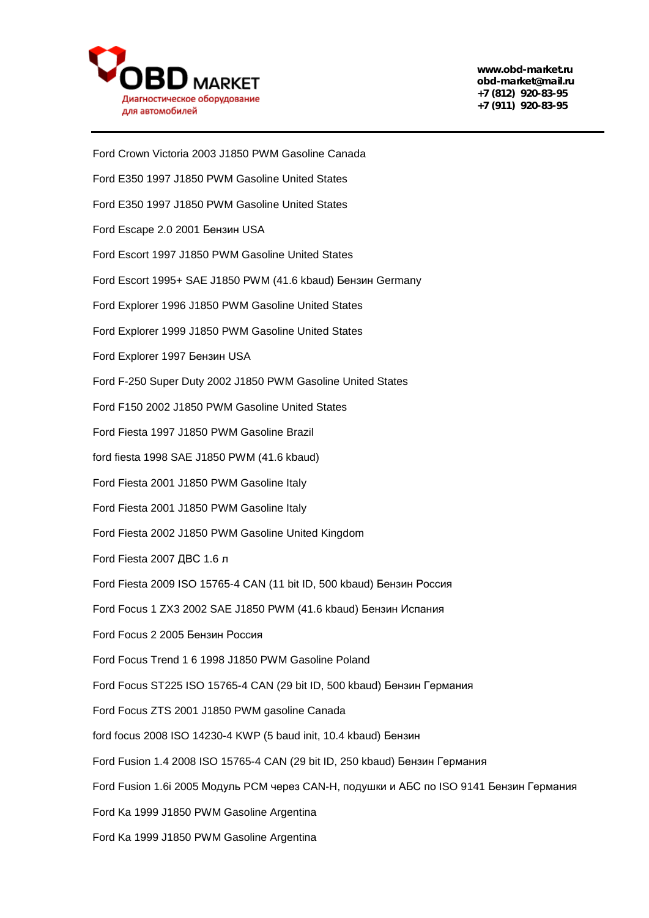Ford Crown Victoria 2003 J1850 PWM Gasoline Canada

Ford E350 1997 J1850 PWM Gasoline United States

Ford E350 1997 J1850 PWM Gasoline United States

Ford Escape 2.0 2001 Бензин USA

Ford Escort 1997 J1850 PWM Gasoline United States

Ford Escort 1995+ SAE J1850 PWM (41.6 kbaud) Бензин Germany

Ford Explorer 1996 J1850 PWM Gasoline United States

Ford Explorer 1999 J1850 PWM Gasoline United States

Ford Explorer 1997 Бензин USA

Ford F-250 Super Duty 2002 J1850 PWM Gasoline United States

Ford F150 2002 J1850 PWM Gasoline United States

Ford Fiesta 1997 J1850 PWM Gasoline Brazil

ford fiesta 1998 SAE J1850 PWM (41.6 kbaud)

Ford Fiesta 2001 J1850 PWM Gasoline Italy

Ford Fiesta 2001 J1850 PWM Gasoline Italy

Ford Fiesta 2002 J1850 PWM Gasoline United Kingdom

Ford Fiesta 2007 ДВС 1.6 л

Ford Fiesta 2009 ISO 15765-4 CAN (11 bit ID, 500 kbaud) Бензин Россия

Ford Focus 1 ZX3 2002 SAE J1850 PWM (41.6 kbaud) Бензин Испания

Ford Focus 2 2005 Бензин Россия

Ford Focus Trend 1 6 1998 J1850 PWM Gasoline Poland

Ford Focus ST225 ISO 15765-4 CAN (29 bit ID, 500 kbaud) Бензин Германия

Ford Focus ZTS 2001 J1850 PWM gasoline Canada

ford focus 2008 ISO 14230-4 KWP (5 baud init, 10.4 kbaud) Бензин

Ford Fusion 1.4 2008 ISO 15765-4 CAN (29 bit ID, 250 kbaud) Бензин Германия

Ford Fusion 1.6i 2005 Модуль PCM через CAN-H, подушки и АБС по ISO 9141 Бензин Германия

Ford Ka 1999 J1850 PWM Gasoline Argentina

Ford Ka 1999 J1850 PWM Gasoline Argentina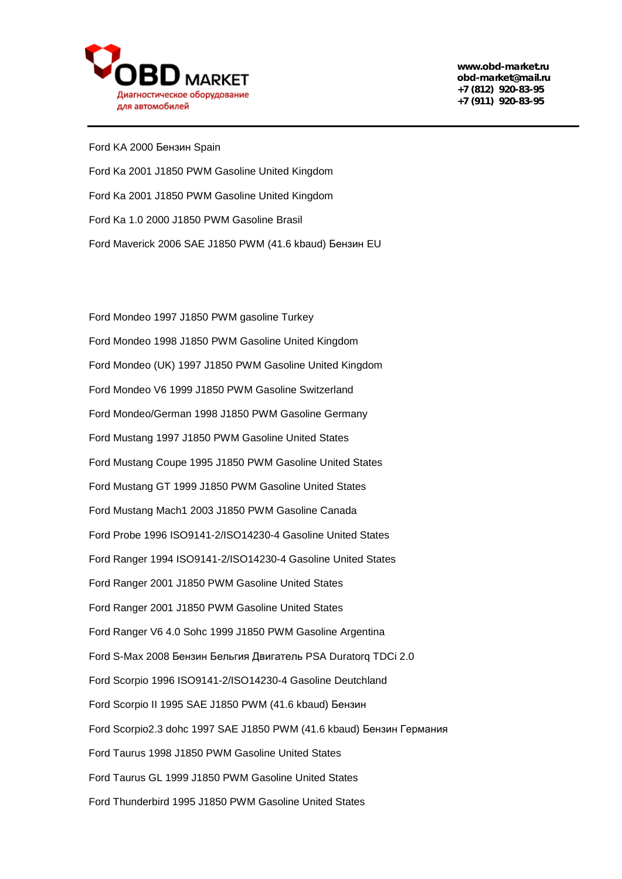Ford KA 2000 Бензин Spain

Ford Ka 2001 J1850 PWM Gasoline United Kingdom

Ford Ka 2001 J1850 PWM Gasoline United Kingdom

Ford Ka 1.0 2000 J1850 PWM Gasoline Brasil

Ford Maverick 2006 SAE J1850 PWM (41.6 kbaud) Бензин EU

Ford Mondeo 1997 J1850 PWM gasoline Turkey

Ford Mondeo 1998 J1850 PWM Gasoline United Kingdom

Ford Mondeo (UK) 1997 J1850 PWM Gasoline United Kingdom

Ford Mondeo V6 1999 J1850 PWM Gasoline Switzerland

Ford Mondeo/German 1998 J1850 PWM Gasoline Germany

Ford Mustang 1997 J1850 PWM Gasoline United States

Ford Mustang Coupe 1995 J1850 PWM Gasoline United States

Ford Mustang GT 1999 J1850 PWM Gasoline United States

Ford Mustang Mach1 2003 J1850 PWM Gasoline Canada

Ford Probe 1996 ISO9141-2/ISO14230-4 Gasoline United States

Ford Ranger 1994 ISO9141-2/ISO14230-4 Gasoline United States

Ford Ranger 2001 J1850 PWM Gasoline United States

Ford Ranger 2001 J1850 PWM Gasoline United States

Ford Ranger V6 4.0 Sohc 1999 J1850 PWM Gasoline Argentina

Ford S-Max 2008 Бензин Бельгия Двигатель PSA Duratorq TDCi 2.0

Ford Scorpio 1996 ISO9141-2/ISO14230-4 Gasoline Deutchland

Ford Scorpio II 1995 SAE J1850 PWM (41.6 kbaud) Бензин

Ford Scorpio2.3 dohc 1997 SAE J1850 PWM (41.6 kbaud) Бензин Германия

Ford Taurus 1998 J1850 PWM Gasoline United States

Ford Taurus GL 1999 J1850 PWM Gasoline United States

Ford Thunderbird 1995 J1850 PWM Gasoline United States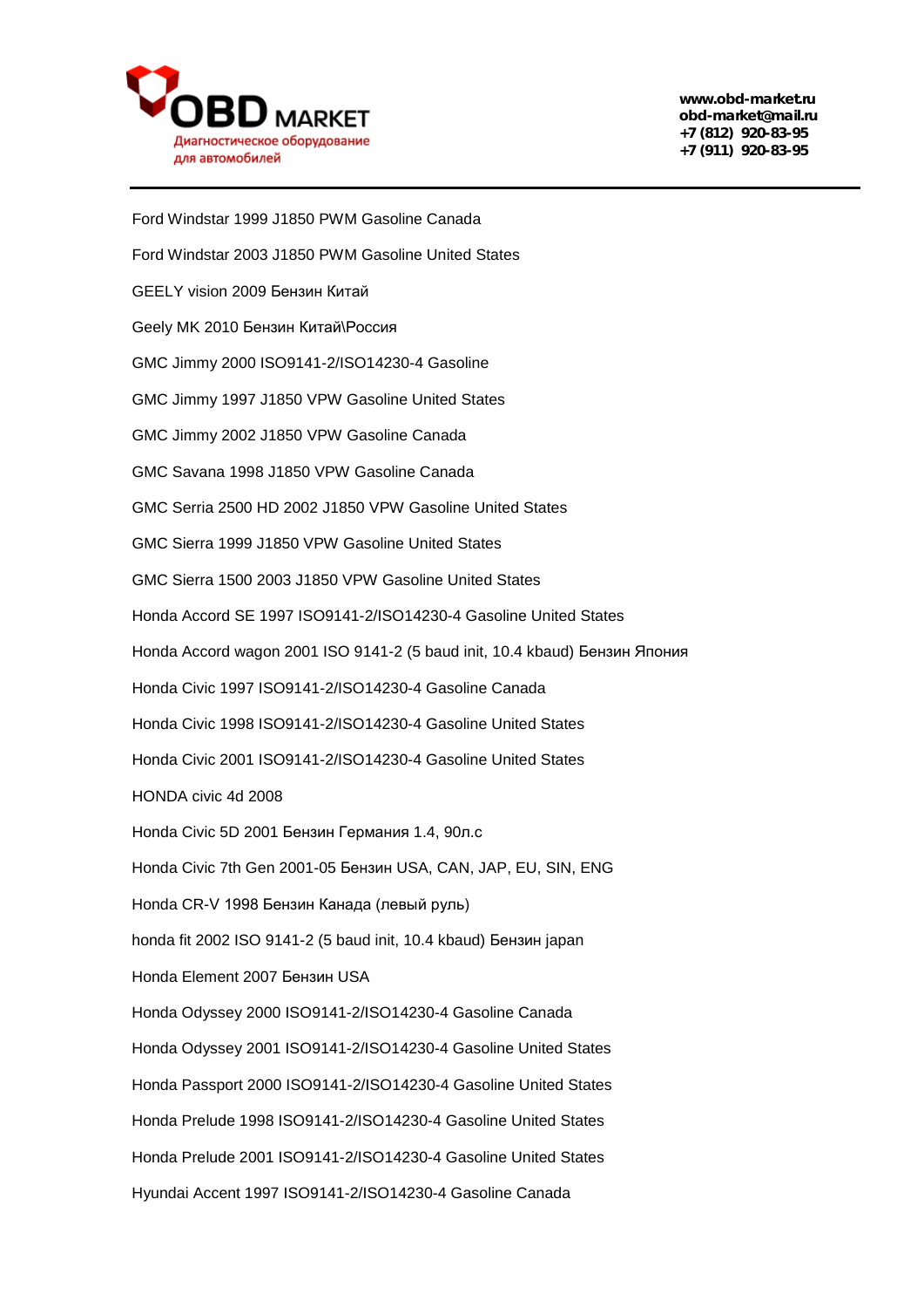Ford Windstar 1999 J1850 PWM Gasoline Canada

Ford Windstar 2003 J1850 PWM Gasoline United States

GEELY vision 2009 Бензин Китай

Geely MK 2010 Бензин Китай\Россия

GMC Jimmy 2000 ISO9141-2/ISO14230-4 Gasoline

GMC Jimmy 1997 J1850 VPW Gasoline United States

GMC Jimmy 2002 J1850 VPW Gasoline Canada

GMC Savana 1998 J1850 VPW Gasoline Canada

GMC Serria 2500 HD 2002 J1850 VPW Gasoline United States

GMC Sierra 1999 J1850 VPW Gasoline United States

GMC Sierra 1500 2003 J1850 VPW Gasoline United States

Honda Accord SE 1997 ISO9141-2/ISO14230-4 Gasoline United States

Honda Accord wagon 2001 ISO 9141-2 (5 baud init, 10.4 kbaud) Бензин Япония

Honda Civic 1997 ISO9141-2/ISO14230-4 Gasoline Canada

Honda Civic 1998 ISO9141-2/ISO14230-4 Gasoline United States

Honda Civic 2001 ISO9141-2/ISO14230-4 Gasoline United States

HONDA civic 4d 2008

Honda Civic 5D 2001 Бензин Германия 1.4, 90л.с

Honda Civic 7th Gen 2001-05 Бензин USA, CAN, JAP, EU, SIN, ENG

Honda CR-V 1998 Бензин Канада (левый руль)

honda fit 2002 ISO 9141-2 (5 baud init, 10.4 kbaud) Бензин japan

Honda Element 2007 Бензин USA

Honda Odyssey 2000 ISO9141-2/ISO14230-4 Gasoline Canada

Honda Odyssey 2001 ISO9141-2/ISO14230-4 Gasoline United States

Honda Passport 2000 ISO9141-2/ISO14230-4 Gasoline United States

Honda Prelude 1998 ISO9141-2/ISO14230-4 Gasoline United States

Honda Prelude 2001 ISO9141-2/ISO14230-4 Gasoline United States

Hyundai Accent 1997 ISO9141-2/ISO14230-4 Gasoline Canada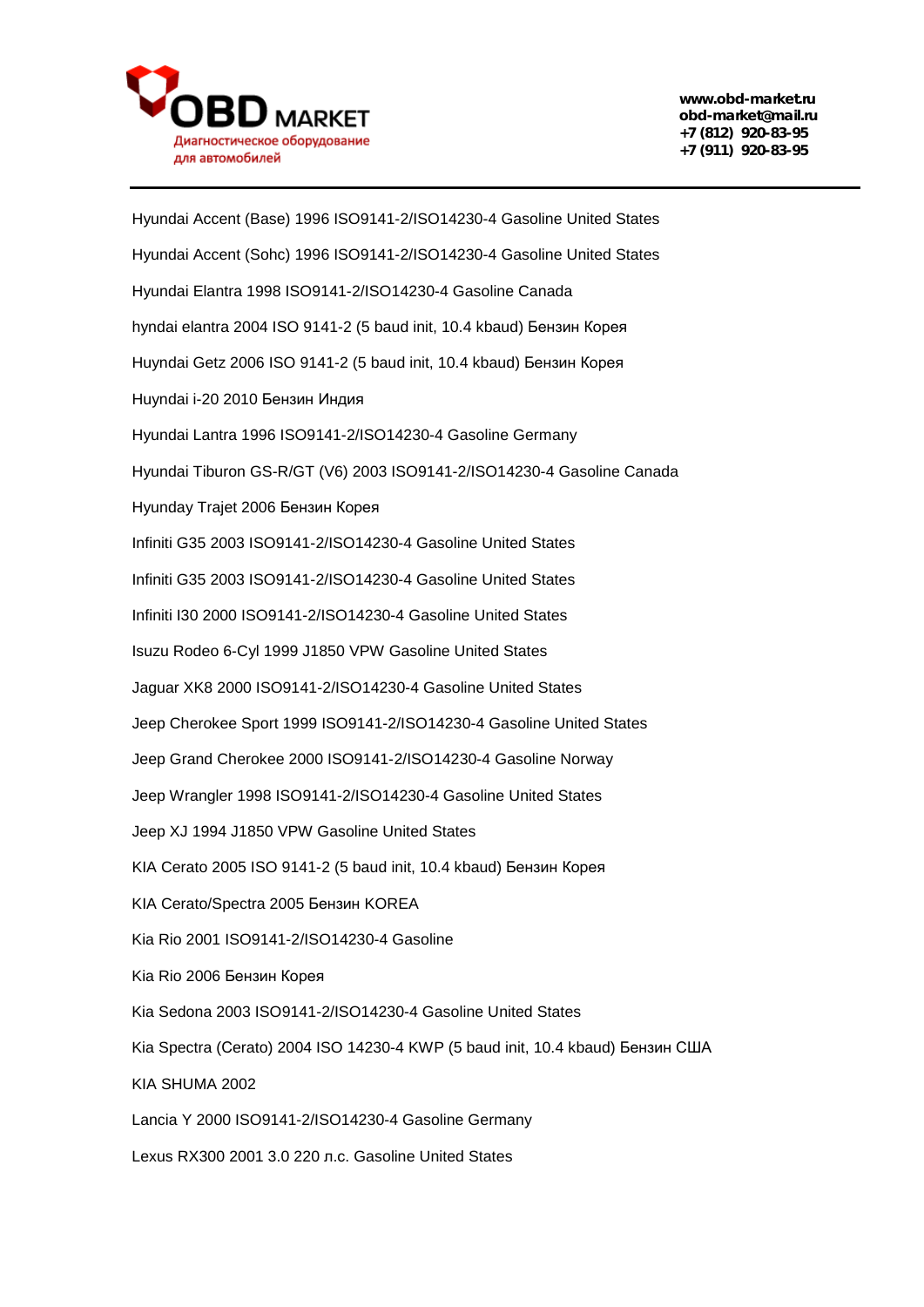Hyundai Accent (Base) 1996 ISO9141-2/ISO14230-4 Gasoline United States

Hyundai Accent (Sohc) 1996 ISO9141-2/ISO14230-4 Gasoline United States

Hyundai Elantra 1998 ISO9141-2/ISO14230-4 Gasoline Canada

hyndai elantra 2004 ISO 9141-2 (5 baud init, 10.4 kbaud) Бензин Корея

Huyndai Getz 2006 ISO 9141-2 (5 baud init, 10.4 kbaud) Бензин Корея

Huyndai i-20 2010 Бензин Индия

Hyundai Lantra 1996 ISO9141-2/ISO14230-4 Gasoline Germany

Hyundai Tiburon GS-R/GT (V6) 2003 ISO9141-2/ISO14230-4 Gasoline Canada

Hyunday Trajet 2006 Бензин Корея

Infiniti G35 2003 ISO9141-2/ISO14230-4 Gasoline United States

Infiniti G35 2003 ISO9141-2/ISO14230-4 Gasoline United States

Infiniti I30 2000 ISO9141-2/ISO14230-4 Gasoline United States

Isuzu Rodeo 6-Cyl 1999 J1850 VPW Gasoline United States

Jaguar XK8 2000 ISO9141-2/ISO14230-4 Gasoline United States

Jeep Cherokee Sport 1999 ISO9141-2/ISO14230-4 Gasoline United States

Jeep Grand Cherokee 2000 ISO9141-2/ISO14230-4 Gasoline Norway

Jeep Wrangler 1998 ISO9141-2/ISO14230-4 Gasoline United States

Jeep XJ 1994 J1850 VPW Gasoline United States

KIA Cerato 2005 ISO 9141-2 (5 baud init, 10.4 kbaud) Бензин Корея

KIA Cerato/Spectra 2005 Бензин KOREA

Kia Rio 2001 ISO9141-2/ISO14230-4 Gasoline

Kia Rio 2006 Бензин Корея

Kia Sedona 2003 ISO9141-2/ISO14230-4 Gasoline United States

Kia Spectra (Cerato) 2004 ISO 14230-4 KWP (5 baud init, 10.4 kbaud) Бензин США

KIA SHUMA 2002

Lancia Y 2000 ISO9141-2/ISO14230-4 Gasoline Germany

Lexus RX300 2001 3.0 220 л.с. Gasoline United States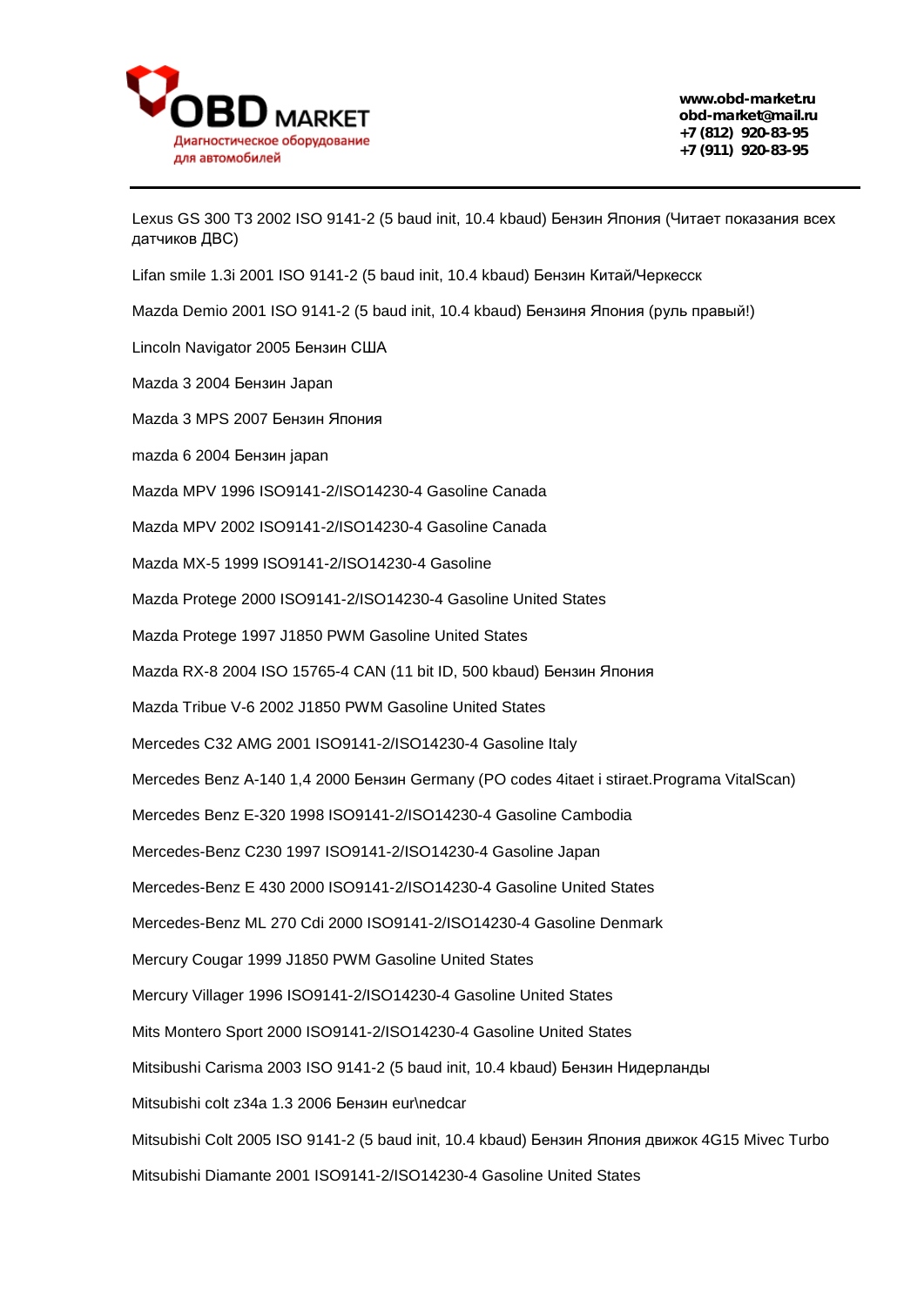Lexus GS 300 T3 2002 ISO 9141-2 (5 baud init, 10.4 kbaud) Бензин Япония (Читает показания всех датчиков ДВС)

Lifan smile 1.3i 2001 ISO 9141-2 (5 baud init, 10.4 kbaud) Бензин Китай/Черкесск

Mazda Demio 2001 ISO 9141-2 (5 baud init, 10.4 kbaud) Бензиня Япония (руль правый!)

Lincoln Navigator 2005 Бензин США

Mazda 3 2004 Бензин Japan

Mazda 3 MPS 2007 Бензин Япония

mazda 6 2004 Бензин japan

Mazda MPV 1996 ISO9141-2/ISO14230-4 Gasoline Canada

Mazda MPV 2002 ISO9141-2/ISO14230-4 Gasoline Canada

Mazda MX-5 1999 ISO9141-2/ISO14230-4 Gasoline

Mazda Protege 2000 ISO9141-2/ISO14230-4 Gasoline United States

Mazda Protege 1997 J1850 PWM Gasoline United States

Mazda RX-8 2004 ISO 15765-4 CAN (11 bit ID, 500 kbaud) Бензин Япония

Mazda Tribue V-6 2002 J1850 PWM Gasoline United States

Mercedes C32 AMG 2001 ISO9141-2/ISO14230-4 Gasoline Italy

Mercedes Benz A-140 1,4 2000 Бензин Germany (PO codes 4itaet i stiraet.Programa VitalScan)

Mercedes Benz E-320 1998 ISO9141-2/ISO14230-4 Gasoline Cambodia

Mercedes-Benz C230 1997 ISO9141-2/ISO14230-4 Gasoline Japan

Mercedes-Benz E 430 2000 ISO9141-2/ISO14230-4 Gasoline United States

Mercedes-Benz ML 270 Cdi 2000 ISO9141-2/ISO14230-4 Gasoline Denmark

Mercury Cougar 1999 J1850 PWM Gasoline United States

Mercury Villager 1996 ISO9141-2/ISO14230-4 Gasoline United States

Mits Montero Sport 2000 ISO9141-2/ISO14230-4 Gasoline United States

Mitsibushi Carisma 2003 ISO 9141-2 (5 baud init, 10.4 kbaud) Бензин Нидерланды

Mitsubishi colt z34a 1.3 2006 Бензин eur\nedcar

Mitsubishi Colt 2005 ISO 9141-2 (5 baud init, 10.4 kbaud) Бензин Япония движок 4G15 Mivec Turbo

Mitsubishi Diamante 2001 ISO9141-2/ISO14230-4 Gasoline United States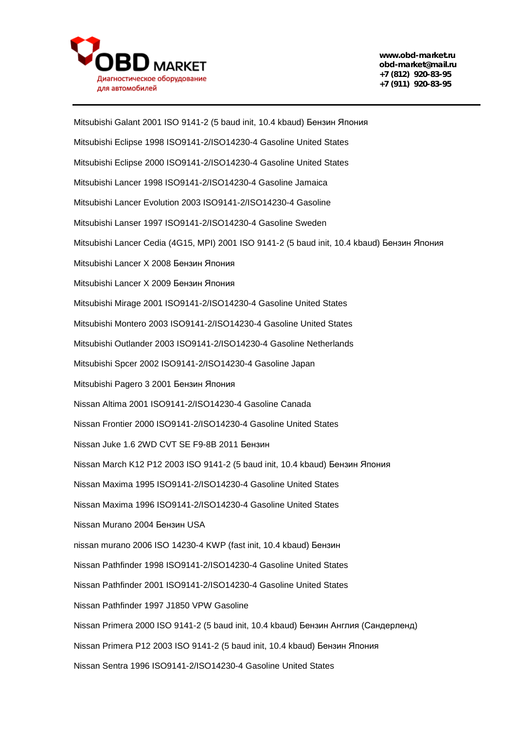Mitsubishi Galant 2001 ISO 9141-2 (5 baud init, 10.4 kbaud) Бензин Япония

Mitsubishi Eclipse 1998 ISO9141-2/ISO14230-4 Gasoline United States

Mitsubishi Eclipse 2000 ISO9141-2/ISO14230-4 Gasoline United States

Mitsubishi Lancer 1998 ISO9141-2/ISO14230-4 Gasoline Jamaica

Mitsubishi Lancer Evolution 2003 ISO9141-2/ISO14230-4 Gasoline

Mitsubishi Lanser 1997 ISO9141-2/ISO14230-4 Gasoline Sweden

Mitsubishi Lancer Cedia (4G15, MPI) 2001 ISO 9141-2 (5 baud init, 10.4 kbaud) Бензин Япония

Mitsubishi Lancer X 2008 Бензин Япония

Mitsubishi Lancer X 2009 Бензин Япония

Mitsubishi Mirage 2001 ISO9141-2/ISO14230-4 Gasoline United States

Mitsubishi Montero 2003 ISO9141-2/ISO14230-4 Gasoline United States

Mitsubishi Outlander 2003 ISO9141-2/ISO14230-4 Gasoline Netherlands

Mitsubishi Spcer 2002 ISO9141-2/ISO14230-4 Gasoline Japan

Mitsubishi Pagero 3 2001 Бензин Япония

Nissan Altima 2001 ISO9141-2/ISO14230-4 Gasoline Canada

Nissan Frontier 2000 ISO9141-2/ISO14230-4 Gasoline United States

Nissan Juke 1.6 2WD CVT SE F9-8B 2011 Бензин

Nissan March K12 P12 2003 ISO 9141-2 (5 baud init, 10.4 kbaud) Бензин Япония

Nissan Maxima 1995 ISO9141-2/ISO14230-4 Gasoline United States

Nissan Maxima 1996 ISO9141-2/ISO14230-4 Gasoline United States

Nissan Murano 2004 Бензин USA

nissan murano 2006 ISO 14230-4 KWP (fast init, 10.4 kbaud) Бензин

Nissan Pathfinder 1998 ISO9141-2/ISO14230-4 Gasoline United States

Nissan Pathfinder 2001 ISO9141-2/ISO14230-4 Gasoline United States

Nissan Pathfinder 1997 J1850 VPW Gasoline

Nissan Primera 2000 ISO 9141-2 (5 baud init, 10.4 kbaud) Бензин Англия (Сандерленд)

Nissan Primera P12 2003 ISO 9141-2 (5 baud init, 10.4 kbaud) Бензин Япония

Nissan Sentra 1996 ISO9141-2/ISO14230-4 Gasoline United States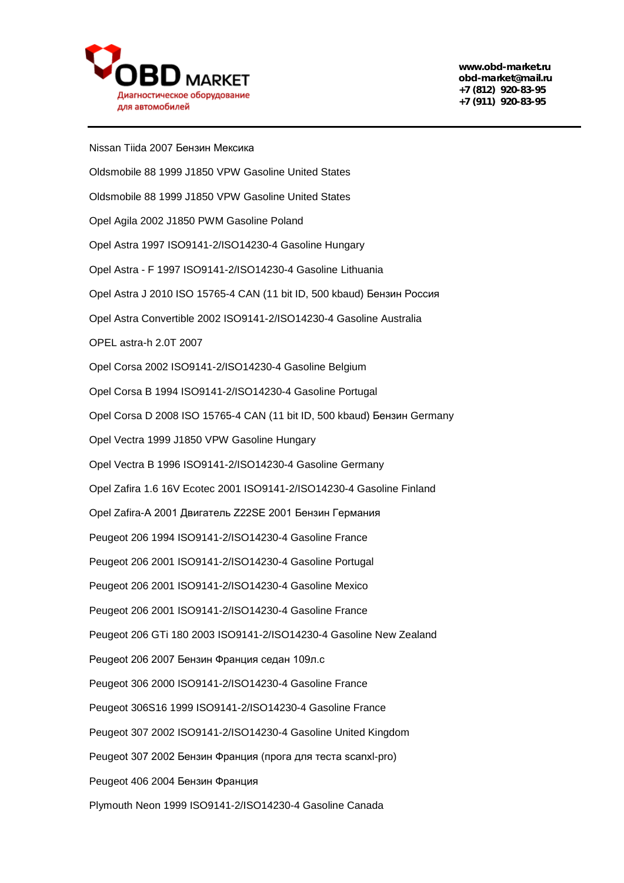Nissan Tiida 2007 Бензин Мексика

Oldsmobile 88 1999 J1850 VPW Gasoline United States

Oldsmobile 88 1999 J1850 VPW Gasoline United States

Opel Agila 2002 J1850 PWM Gasoline Poland

Opel Astra 1997 ISO9141-2/ISO14230-4 Gasoline Hungary

Opel Astra - F 1997 ISO9141-2/ISO14230-4 Gasoline Lithuania

Opel Astra J 2010 ISO 15765-4 CAN (11 bit ID, 500 kbaud) Бензин Россия

Opel Astra Convertible 2002 ISO9141-2/ISO14230-4 Gasoline Australia

OPEL astra-h 2.0T 2007

Opel Corsa 2002 ISO9141-2/ISO14230-4 Gasoline Belgium

Opel Corsa B 1994 ISO9141-2/ISO14230-4 Gasoline Portugal

Opel Corsa D 2008 ISO 15765-4 CAN (11 bit ID, 500 kbaud) Бензин Germany

Opel Vectra 1999 J1850 VPW Gasoline Hungary

Opel Vectra B 1996 ISO9141-2/ISO14230-4 Gasoline Germany

Opel Zafira 1.6 16V Ecotec 2001 ISO9141-2/ISO14230-4 Gasoline Finland

Opel Zafira-A 2001 Двигатель Z22SE 2001 Бензин Германия

Peugeot 206 1994 ISO9141-2/ISO14230-4 Gasoline France

Peugeot 206 2001 ISO9141-2/ISO14230-4 Gasoline Portugal

Peugeot 206 2001 ISO9141-2/ISO14230-4 Gasoline Mexico

Peugeot 206 2001 ISO9141-2/ISO14230-4 Gasoline France

Peugeot 206 GTi 180 2003 ISO9141-2/ISO14230-4 Gasoline New Zealand

Peugeot 206 2007 Бензин Франция седан 109л.с

Peugeot 306 2000 ISO9141-2/ISO14230-4 Gasoline France

Peugeot 306S16 1999 ISO9141-2/ISO14230-4 Gasoline France

Peugeot 307 2002 ISO9141-2/ISO14230-4 Gasoline United Kingdom

Peugeot 307 2002 Бензин Франция (прога для теста scanxl-pro)

Peugeot 406 2004 Бензин Франция

Plymouth Neon 1999 ISO9141-2/ISO14230-4 Gasoline Canada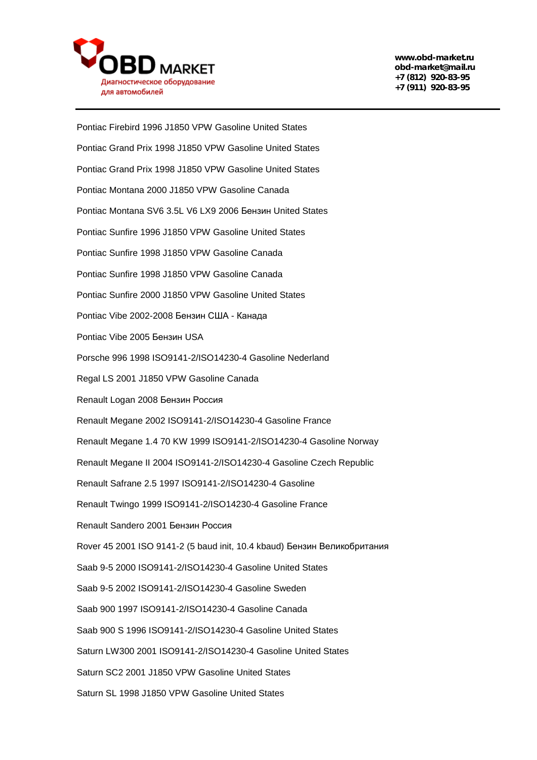Pontiac Firebird 1996 J1850 VPW Gasoline United States

Pontiac Grand Prix 1998 J1850 VPW Gasoline United States

Pontiac Grand Prix 1998 J1850 VPW Gasoline United States

Pontiac Montana 2000 J1850 VPW Gasoline Canada

Pontiac Montana SV6 3.5L V6 LX9 2006 Бензин United States

Pontiac Sunfire 1996 J1850 VPW Gasoline United States

Pontiac Sunfire 1998 J1850 VPW Gasoline Canada

Pontiac Sunfire 1998 J1850 VPW Gasoline Canada

Pontiac Sunfire 2000 J1850 VPW Gasoline United States

Pontiac Vibe 2002-2008 Бензин США - Канада

Pontiac Vibe 2005 Бензин USA

Porsche 996 1998 ISO9141-2/ISO14230-4 Gasoline Nederland

Regal LS 2001 J1850 VPW Gasoline Canada

Renault Logan 2008 Бензин Россия

Renault Megane 2002 ISO9141-2/ISO14230-4 Gasoline France

Renault Megane 1.4 70 KW 1999 ISO9141-2/ISO14230-4 Gasoline Norway

Renault Megane II 2004 ISO9141-2/ISO14230-4 Gasoline Czech Republic

Renault Safrane 2.5 1997 ISO9141-2/ISO14230-4 Gasoline

Renault Twingo 1999 ISO9141-2/ISO14230-4 Gasoline France

Renault Sandero 2001 Бензин Россия

Rover 45 2001 ISO 9141-2 (5 baud init, 10.4 kbaud) Бензин Великобритания

Saab 9-5 2000 ISO9141-2/ISO14230-4 Gasoline United States

Saab 9-5 2002 ISO9141-2/ISO14230-4 Gasoline Sweden

Saab 900 1997 ISO9141-2/ISO14230-4 Gasoline Canada

Saab 900 S 1996 ISO9141-2/ISO14230-4 Gasoline United States

Saturn LW300 2001 ISO9141-2/ISO14230-4 Gasoline United States

Saturn SC2 2001 J1850 VPW Gasoline United States

Saturn SL 1998 J1850 VPW Gasoline United States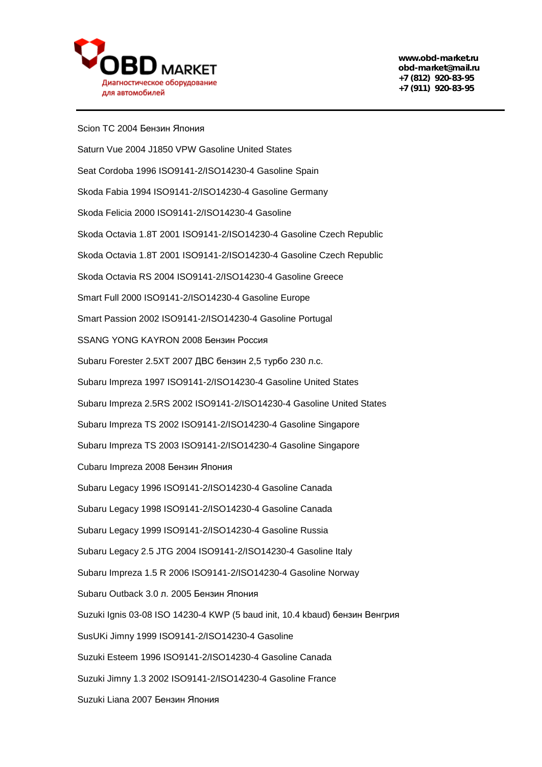Scion TC 2004 Бензин Япония

Saturn Vue 2004 J1850 VPW Gasoline United States

Seat Cordoba 1996 ISO9141-2/ISO14230-4 Gasoline Spain

Skoda Fabia 1994 ISO9141-2/ISO14230-4 Gasoline Germany

Skoda Felicia 2000 ISO9141-2/ISO14230-4 Gasoline

Skoda Octavia 1.8T 2001 ISO9141-2/ISO14230-4 Gasoline Czech Republic

Skoda Octavia 1.8T 2001 ISO9141-2/ISO14230-4 Gasoline Czech Republic

Skoda Octavia RS 2004 ISO9141-2/ISO14230-4 Gasoline Greece

Smart Full 2000 ISO9141-2/ISO14230-4 Gasoline Europe

Smart Passion 2002 ISO9141-2/ISO14230-4 Gasoline Portugal

SSANG YONG KAYRON 2008 Бензин Россия

Subaru Forester 2.5XT 2007 ДВС бензин 2,5 турбо 230 л.с.

Subaru Impreza 1997 ISO9141-2/ISO14230-4 Gasoline United States

Subaru Impreza 2.5RS 2002 ISO9141-2/ISO14230-4 Gasoline United States

Subaru Impreza TS 2002 ISO9141-2/ISO14230-4 Gasoline Singapore

Subaru Impreza TS 2003 ISO9141-2/ISO14230-4 Gasoline Singapore

Cubaru Impreza 2008 Бензин Япония

Subaru Legacy 1996 ISO9141-2/ISO14230-4 Gasoline Canada

Subaru Legacy 1998 ISO9141-2/ISO14230-4 Gasoline Canada

Subaru Legacy 1999 ISO9141-2/ISO14230-4 Gasoline Russia

Subaru Legacy 2.5 JTG 2004 ISO9141-2/ISO14230-4 Gasoline Italy

Subaru Impreza 1.5 R 2006 ISO9141-2/ISO14230-4 Gasoline Norway

Subaru Outback 3.0 л. 2005 Бензин Япония

Suzuki Ignis 03-08 ISO 14230-4 KWP (5 baud init, 10.4 kbaud) бензин Венгрия

SusUKi Jimny 1999 ISO9141-2/ISO14230-4 Gasoline

Suzuki Esteem 1996 ISO9141-2/ISO14230-4 Gasoline Canada

Suzuki Jimny 1.3 2002 ISO9141-2/ISO14230-4 Gasoline France

Suzuki Liana 2007 Бензин Япония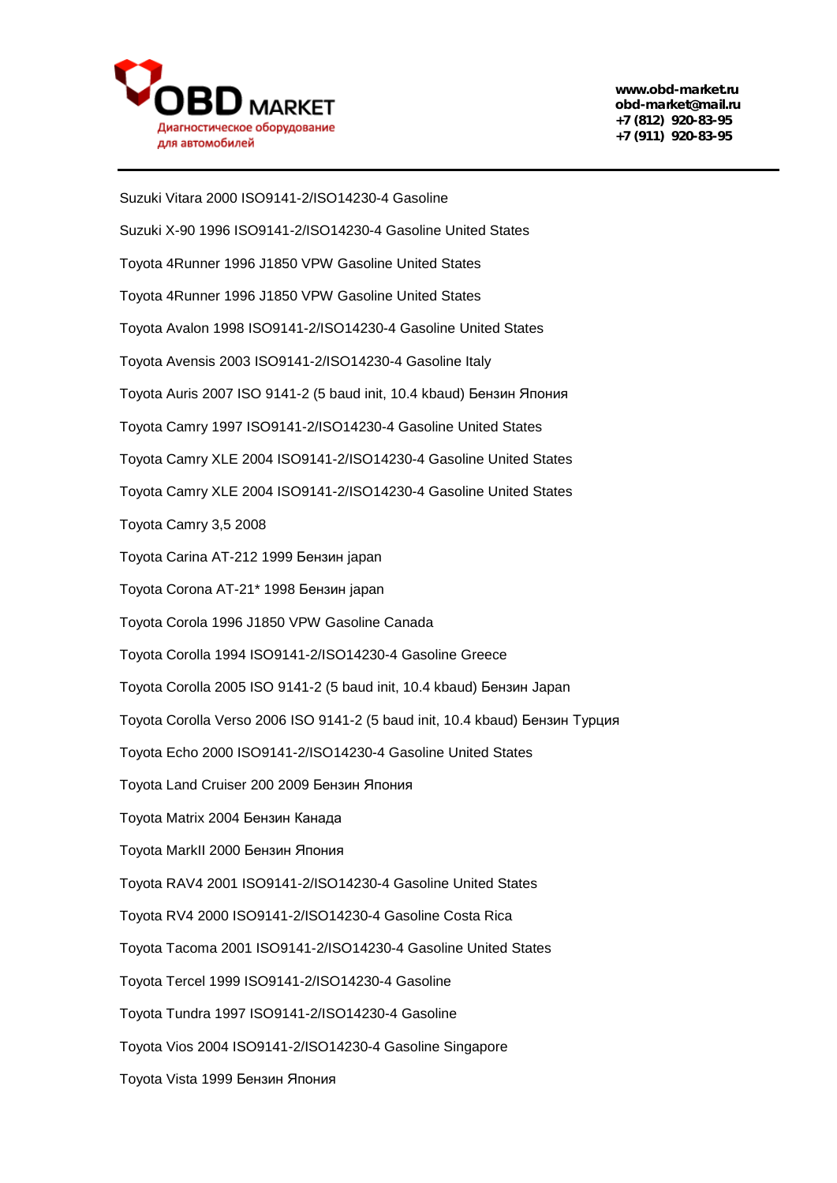Suzuki Vitara 2000 ISO9141-2/ISO14230-4 Gasoline

Suzuki X-90 1996 ISO9141-2/ISO14230-4 Gasoline United States

Toyota 4Runner 1996 J1850 VPW Gasoline United States

Toyota 4Runner 1996 J1850 VPW Gasoline United States

Toyota Avalon 1998 ISO9141-2/ISO14230-4 Gasoline United States

Toyota Avensis 2003 ISO9141-2/ISO14230-4 Gasoline Italy

Toyota Auris 2007 ISO 9141-2 (5 baud init, 10.4 kbaud) Бензин Япония

Toyota Camry 1997 ISO9141-2/ISO14230-4 Gasoline United States

Toyota Camry XLE 2004 ISO9141-2/ISO14230-4 Gasoline United States

Toyota Camry XLE 2004 ISO9141-2/ISO14230-4 Gasoline United States

Toyota Camry 3,5 2008

Toyota Carina AT-212 1999 Бензин japan

Toyota Corona AT-21* 1998 Бензин japan

Toyota Corola 1996 J1850 VPW Gasoline Canada

Toyota Corolla 1994 ISO9141-2/ISO14230-4 Gasoline Greece

Toyota Corolla 2005 ISO 9141-2 (5 baud init, 10.4 kbaud) Бензин Japan

Toyota Corolla Verso 2006 ISO 9141-2 (5 baud init, 10.4 kbaud) Бензин Турция

Toyota Echo 2000 ISO9141-2/ISO14230-4 Gasoline United States

Toyota Land Cruiser 200 2009 Бензин Япония

Toyota Matrix 2004 Бензин Канада

Toyota MarkII 2000 Бензин Япония

Toyota RAV4 2001 ISO9141-2/ISO14230-4 Gasoline United States

Toyota RV4 2000 ISO9141-2/ISO14230-4 Gasoline Costa Rica

Toyota Tacoma 2001 ISO9141-2/ISO14230-4 Gasoline United States

Toyota Tercel 1999 ISO9141-2/ISO14230-4 Gasoline

Toyota Tundra 1997 ISO9141-2/ISO14230-4 Gasoline

Toyota Vios 2004 ISO9141-2/ISO14230-4 Gasoline Singapore

Toyota Vista 1999 Бензин Япония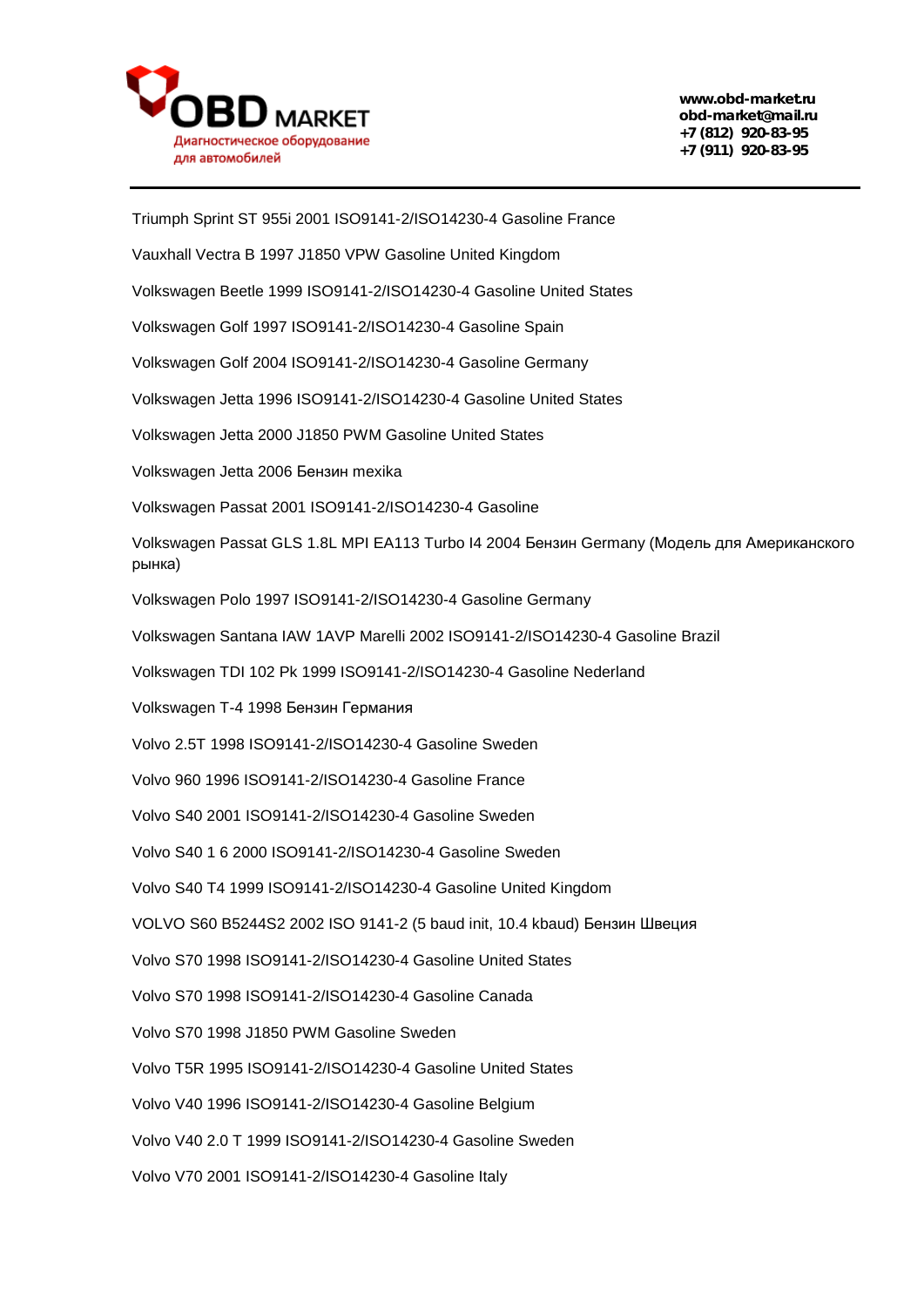Triumph Sprint ST 955i 2001 ISO9141-2/ISO14230-4 Gasoline France

Vauxhall Vectra B 1997 J1850 VPW Gasoline United Kingdom

Volkswagen Beetle 1999 ISO9141-2/ISO14230-4 Gasoline United States

Volkswagen Golf 1997 ISO9141-2/ISO14230-4 Gasoline Spain

Volkswagen Golf 2004 ISO9141-2/ISO14230-4 Gasoline Germany

Volkswagen Jetta 1996 ISO9141-2/ISO14230-4 Gasoline United States

Volkswagen Jetta 2000 J1850 PWM Gasoline United States

Volkswagen Jetta 2006 Бензин mexika

Volkswagen Passat 2001 ISO9141-2/ISO14230-4 Gasoline

Volkswagen Passat GLS 1.8L MPI EA113 Turbo I4 2004 Бензин Germany (Модель для Американского рынка)

Volkswagen Polo 1997 ISO9141-2/ISO14230-4 Gasoline Germany

Volkswagen Santana IAW 1AVP Marelli 2002 ISO9141-2/ISO14230-4 Gasoline Brazil

Volkswagen TDI 102 Pk 1999 ISO9141-2/ISO14230-4 Gasoline Nederland

Volkswagen T-4 1998 Бензин Германия

Volvo 2.5T 1998 ISO9141-2/ISO14230-4 Gasoline Sweden

Volvo 960 1996 ISO9141-2/ISO14230-4 Gasoline France

Volvo S40 2001 ISO9141-2/ISO14230-4 Gasoline Sweden

Volvo S40 1 6 2000 ISO9141-2/ISO14230-4 Gasoline Sweden

Volvo S40 T4 1999 ISO9141-2/ISO14230-4 Gasoline United Kingdom

VOLVO S60 B5244S2 2002 ISO 9141-2 (5 baud init, 10.4 kbaud) Бензин Швеция

Volvo S70 1998 ISO9141-2/ISO14230-4 Gasoline United States

Volvo S70 1998 ISO9141-2/ISO14230-4 Gasoline Canada

Volvo S70 1998 J1850 PWM Gasoline Sweden

Volvo T5R 1995 ISO9141-2/ISO14230-4 Gasoline United States

Volvo V40 1996 ISO9141-2/ISO14230-4 Gasoline Belgium

Volvo V40 2.0 T 1999 ISO9141-2/ISO14230-4 Gasoline Sweden

Volvo V70 2001 ISO9141-2/ISO14230-4 Gasoline Italy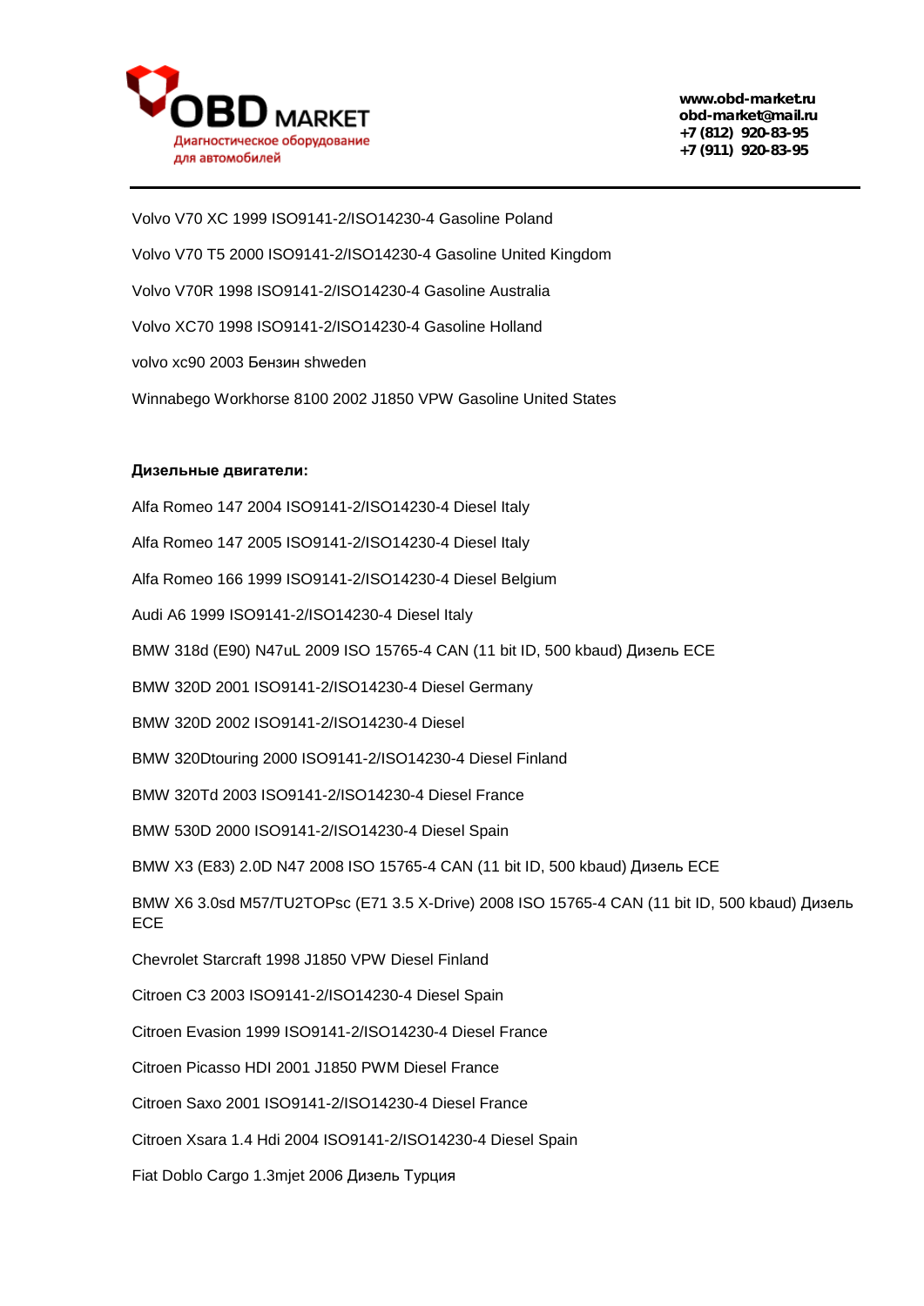Volvo V70 XC 1999 ISO9141-2/ISO14230-4 Gasoline Poland

Volvo V70 T5 2000 ISO9141-2/ISO14230-4 Gasoline United Kingdom

Volvo V70R 1998 ISO9141-2/ISO14230-4 Gasoline Australia

Volvo XC70 1998 ISO9141-2/ISO14230-4 Gasoline Holland

volvo xc90 2003 Бензин shweden

Winnabego Workhorse 8100 2002 J1850 VPW Gasoline United States

**Дизельные двигатели:**

Alfa Romeo 147 2004 ISO9141-2/ISO14230-4 Diesel Italy

Alfa Romeo 147 2005 ISO9141-2/ISO14230-4 Diesel Italy

Alfa Romeo 166 1999 ISO9141-2/ISO14230-4 Diesel Belgium

Audi A6 1999 ISO9141-2/ISO14230-4 Diesel Italy

BMW 318d (E90) N47uL 2009 ISO 15765-4 CAN (11 bit ID, 500 kbaud) Дизель ECE

BMW 320D 2001 ISO9141-2/ISO14230-4 Diesel Germany

BMW 320D 2002 ISO9141-2/ISO14230-4 Diesel

BMW 320Dtouring 2000 ISO9141-2/ISO14230-4 Diesel Finland

BMW 320Td 2003 ISO9141-2/ISO14230-4 Diesel France

BMW 530D 2000 ISO9141-2/ISO14230-4 Diesel Spain

BMW X3 (E83) 2.0D N47 2008 ISO 15765-4 CAN (11 bit ID, 500 kbaud) Дизель ECE

BMW X6 3.0sd M57/TU2TOPsc (E71 3.5 X-Drive) 2008 ISO 15765-4 CAN (11 bit ID, 500 kbaud) Дизель ECE

Chevrolet Starcraft 1998 J1850 VPW Diesel Finland

Citroen C3 2003 ISO9141-2/ISO14230-4 Diesel Spain

Citroen Evasion 1999 ISO9141-2/ISO14230-4 Diesel France

Citroen Picasso HDI 2001 J1850 PWM Diesel France

Citroen Saxo 2001 ISO9141-2/ISO14230-4 Diesel France

Citroen Xsara 1.4 Hdi 2004 ISO9141-2/ISO14230-4 Diesel Spain

Fiat Doblo Cargo 1.3mjet 2006 Дизель Турция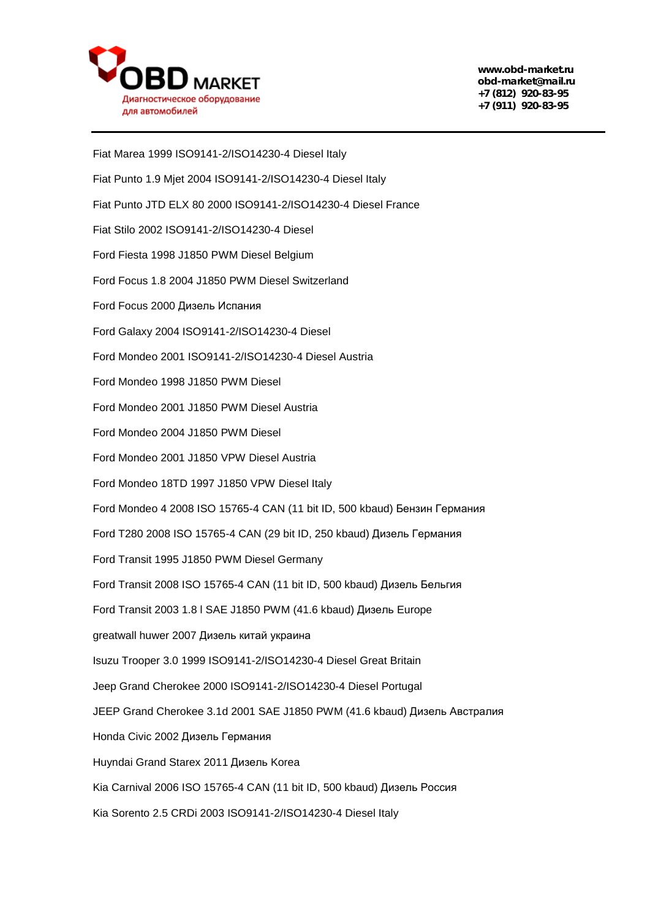Fiat Marea 1999 ISO9141-2/ISO14230-4 Diesel Italy

Fiat Punto 1.9 Mjet 2004 ISO9141-2/ISO14230-4 Diesel Italy

Fiat Punto JTD ELX 80 2000 ISO9141-2/ISO14230-4 Diesel France

Fiat Stilo 2002 ISO9141-2/ISO14230-4 Diesel

Ford Fiesta 1998 J1850 PWM Diesel Belgium

Ford Focus 1.8 2004 J1850 PWM Diesel Switzerland

Ford Focus 2000 Дизель Испания

Ford Galaxy 2004 ISO9141-2/ISO14230-4 Diesel

Ford Mondeo 2001 ISO9141-2/ISO14230-4 Diesel Austria

Ford Mondeo 1998 J1850 PWM Diesel

Ford Mondeo 2001 J1850 PWM Diesel Austria

Ford Mondeo 2004 J1850 PWM Diesel

Ford Mondeo 2001 J1850 VPW Diesel Austria

Ford Mondeo 18TD 1997 J1850 VPW Diesel Italy

Ford Mondeo 4 2008 ISO 15765-4 CAN (11 bit ID, 500 kbaud) Бензин Германия

Ford T280 2008 ISO 15765-4 CAN (29 bit ID, 250 kbaud) Дизель Германия

Ford Transit 1995 J1850 PWM Diesel Germany

Ford Transit 2008 ISO 15765-4 CAN (11 bit ID, 500 kbaud) Дизель Бельгия

Ford Transit 2003 1.8 l SAE J1850 PWM (41.6 kbaud) Дизель Europe

greatwall huwer 2007 Дизель китай украина

Isuzu Trooper 3.0 1999 ISO9141-2/ISO14230-4 Diesel Great Britain

Jeep Grand Cherokee 2000 ISO9141-2/ISO14230-4 Diesel Portugal

JEEP Grand Cherokee 3.1d 2001 SAE J1850 PWM (41.6 kbaud) Дизель Австралия

Honda Civic 2002 Дизель Германия

Huyndai Grand Starex 2011 Дизель Korea

Kia Carnival 2006 ISO 15765-4 CAN (11 bit ID, 500 kbaud) Дизель Россия

Kia Sorento 2.5 CRDi 2003 ISO9141-2/ISO14230-4 Diesel Italy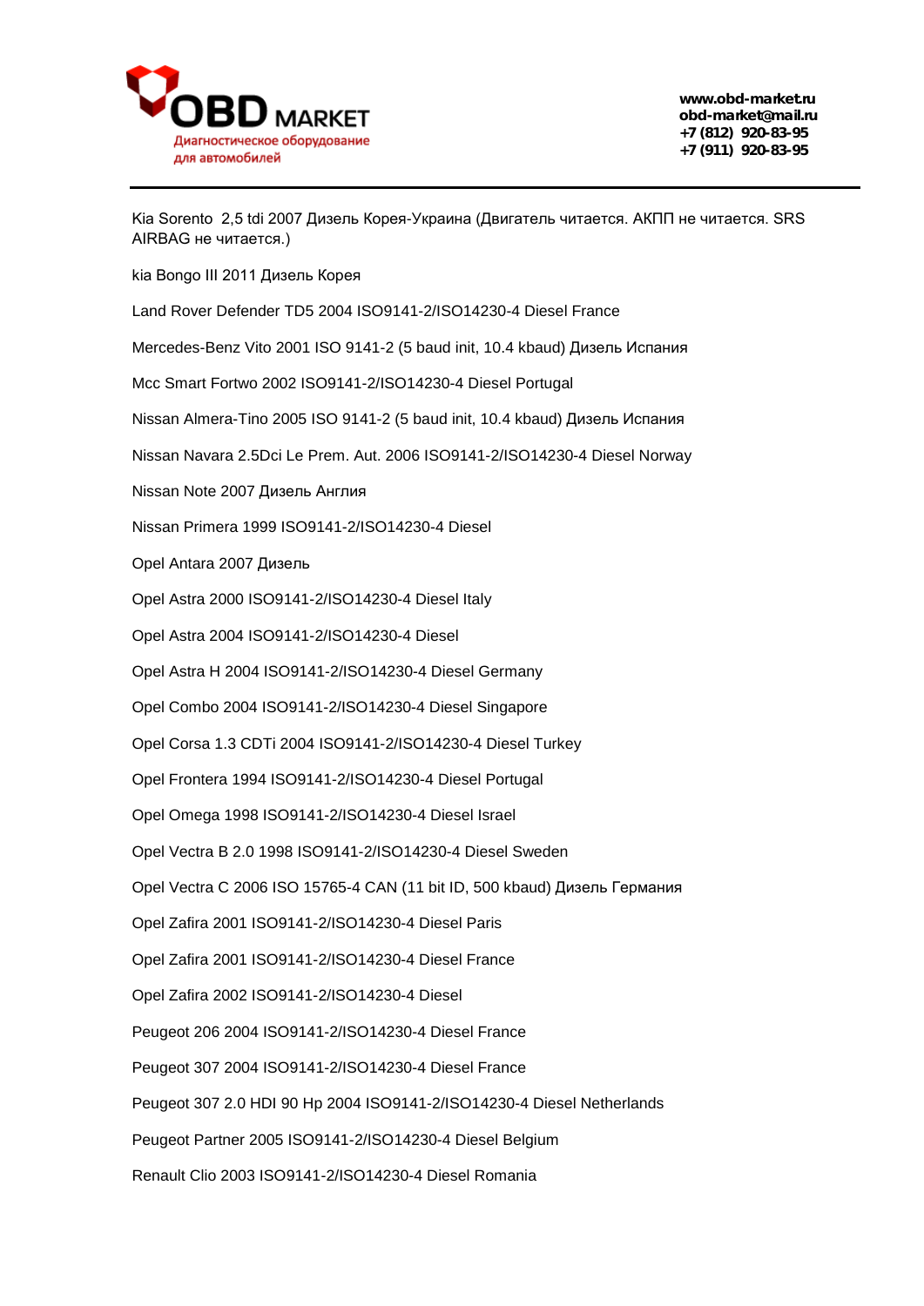Kia Sorento 2,5 tdi 2007 Дизель Корея-Украина (Двигатель читается. АКПП не читается. SRS AIRBAG не читается.)

kia Bongo III 2011 Дизель Корея

Land Rover Defender TD5 2004 ISO9141-2/ISO14230-4 Diesel France

Mercedes-Benz Vito 2001 ISO 9141-2 (5 baud init, 10.4 kbaud) Дизель Испания

Mcc Smart Fortwo 2002 ISO9141-2/ISO14230-4 Diesel Portugal

Nissan Almera-Tino 2005 ISO 9141-2 (5 baud init, 10.4 kbaud) Дизель Испания

Nissan Navara 2.5Dci Le Prem. Aut. 2006 ISO9141-2/ISO14230-4 Diesel Norway

Nissan Note 2007 Дизель Англия

Nissan Primera 1999 ISO9141-2/ISO14230-4 Diesel

Opel Antara 2007 Дизель

Opel Astra 2000 ISO9141-2/ISO14230-4 Diesel Italy

Opel Astra 2004 ISO9141-2/ISO14230-4 Diesel

Opel Astra H 2004 ISO9141-2/ISO14230-4 Diesel Germany

Opel Combo 2004 ISO9141-2/ISO14230-4 Diesel Singapore

Opel Corsa 1.3 CDTi 2004 ISO9141-2/ISO14230-4 Diesel Turkey

Opel Frontera 1994 ISO9141-2/ISO14230-4 Diesel Portugal

Opel Omega 1998 ISO9141-2/ISO14230-4 Diesel Israel

Opel Vectra B 2.0 1998 ISO9141-2/ISO14230-4 Diesel Sweden

Opel Vectra C 2006 ISO 15765-4 CAN (11 bit ID, 500 kbaud) Дизель Германия

Opel Zafira 2001 ISO9141-2/ISO14230-4 Diesel Paris

Opel Zafira 2001 ISO9141-2/ISO14230-4 Diesel France

Opel Zafira 2002 ISO9141-2/ISO14230-4 Diesel

Peugeot 206 2004 ISO9141-2/ISO14230-4 Diesel France

Peugeot 307 2004 ISO9141-2/ISO14230-4 Diesel France

Peugeot 307 2.0 HDI 90 Hp 2004 ISO9141-2/ISO14230-4 Diesel Netherlands

Peugeot Partner 2005 ISO9141-2/ISO14230-4 Diesel Belgium

Renault Clio 2003 ISO9141-2/ISO14230-4 Diesel Romania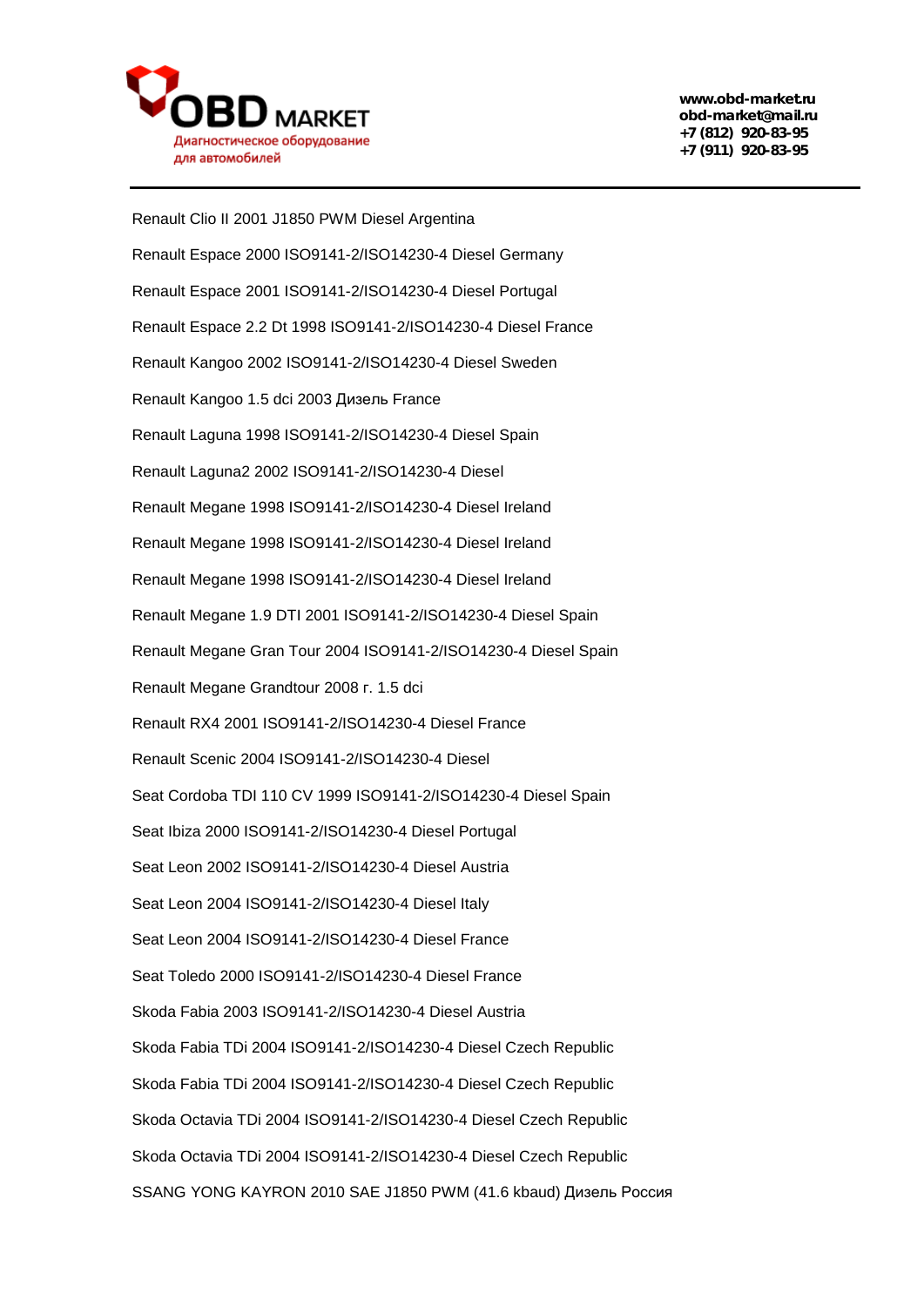Renault Clio II 2001 J1850 PWM Diesel Argentina

Renault Espace 2000 ISO9141-2/ISO14230-4 Diesel Germany

Renault Espace 2001 ISO9141-2/ISO14230-4 Diesel Portugal

Renault Espace 2.2 Dt 1998 ISO9141-2/ISO14230-4 Diesel France

Renault Kangoo 2002 ISO9141-2/ISO14230-4 Diesel Sweden

Renault Kangoo 1.5 dci 2003 Дизель France

Renault Laguna 1998 ISO9141-2/ISO14230-4 Diesel Spain

Renault Laguna2 2002 ISO9141-2/ISO14230-4 Diesel

Renault Megane 1998 ISO9141-2/ISO14230-4 Diesel Ireland

Renault Megane 1998 ISO9141-2/ISO14230-4 Diesel Ireland

Renault Megane 1998 ISO9141-2/ISO14230-4 Diesel Ireland

Renault Megane 1.9 DTI 2001 ISO9141-2/ISO14230-4 Diesel Spain

Renault Megane Gran Tour 2004 ISO9141-2/ISO14230-4 Diesel Spain

Renault Megane Grandtour 2008 г. 1.5 dci

Renault RX4 2001 ISO9141-2/ISO14230-4 Diesel France

Renault Scenic 2004 ISO9141-2/ISO14230-4 Diesel

Seat Cordoba TDI 110 CV 1999 ISO9141-2/ISO14230-4 Diesel Spain

Seat Ibiza 2000 ISO9141-2/ISO14230-4 Diesel Portugal

Seat Leon 2002 ISO9141-2/ISO14230-4 Diesel Austria

Seat Leon 2004 ISO9141-2/ISO14230-4 Diesel Italy

Seat Leon 2004 ISO9141-2/ISO14230-4 Diesel France

Seat Toledo 2000 ISO9141-2/ISO14230-4 Diesel France

Skoda Fabia 2003 ISO9141-2/ISO14230-4 Diesel Austria

Skoda Fabia TDi 2004 ISO9141-2/ISO14230-4 Diesel Czech Republic

Skoda Fabia TDi 2004 ISO9141-2/ISO14230-4 Diesel Czech Republic

Skoda Octavia TDi 2004 ISO9141-2/ISO14230-4 Diesel Czech Republic

Skoda Octavia TDi 2004 ISO9141-2/ISO14230-4 Diesel Czech Republic

SSANG YONG KAYRON 2010 SAE J1850 PWM (41.6 kbaud) Дизель Россия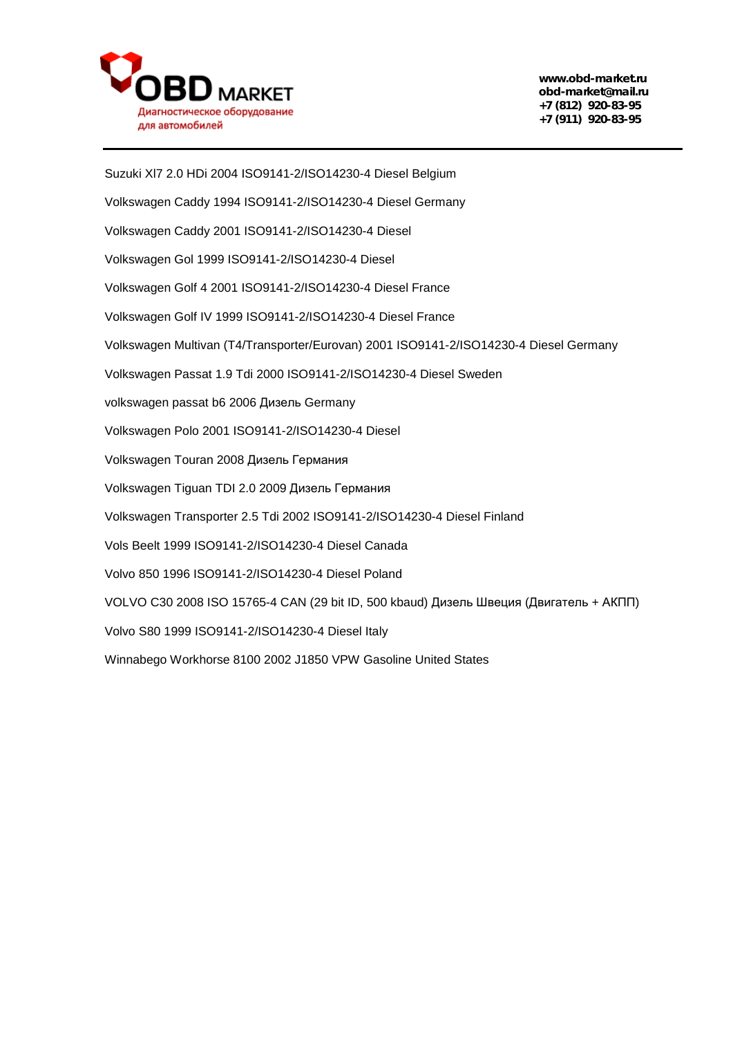Suzuki Xl7 2.0 HDi 2004 ISO9141-2/ISO14230-4 Diesel Belgium

Volkswagen Caddy 1994 ISO9141-2/ISO14230-4 Diesel Germany

Volkswagen Caddy 2001 ISO9141-2/ISO14230-4 Diesel

Volkswagen Gol 1999 ISO9141-2/ISO14230-4 Diesel

Volkswagen Golf 4 2001 ISO9141-2/ISO14230-4 Diesel France

Volkswagen Golf IV 1999 ISO9141-2/ISO14230-4 Diesel France

Volkswagen Multivan (T4/Transporter/Eurovan) 2001 ISO9141-2/ISO14230-4 Diesel Germany

Volkswagen Passat 1.9 Tdi 2000 ISO9141-2/ISO14230-4 Diesel Sweden

volkswagen passat b6 2006 Дизель Germany

Volkswagen Polo 2001 ISO9141-2/ISO14230-4 Diesel

Volkswagen Touran 2008 Дизель Германия

Volkswagen Tiguan TDI 2.0 2009 Дизель Германия

Volkswagen Transporter 2.5 Tdi 2002 ISO9141-2/ISO14230-4 Diesel Finland

Vols Beelt 1999 ISO9141-2/ISO14230-4 Diesel Canada

Volvo 850 1996 ISO9141-2/ISO14230-4 Diesel Poland

VOLVO C30 2008 ISO 15765-4 CAN (29 bit ID, 500 kbaud) Дизель Швеция (Двигатель + АКПП)

Volvo S80 1999 ISO9141-2/ISO14230-4 Diesel Italy

Winnabego Workhorse 8100 2002 J1850 VPW Gasoline United States